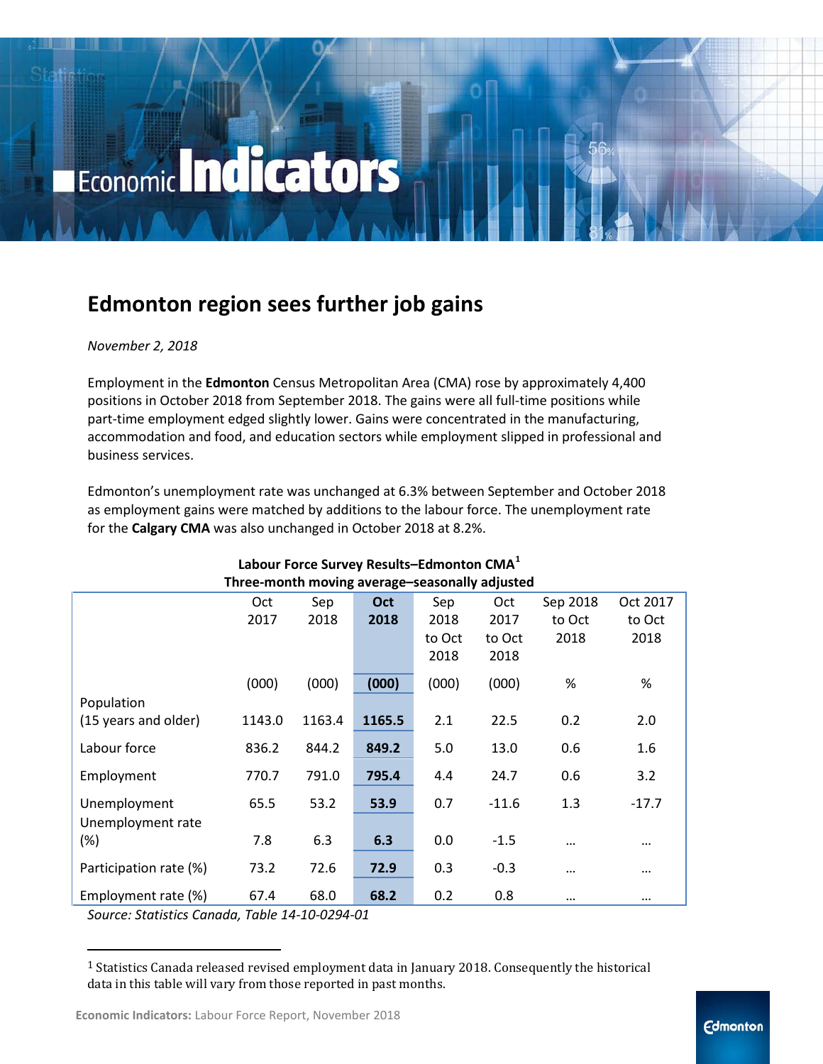# Economic Indicators

## Edmonton region sees further job gains

*November 2, 2018*

Employment in the **Edmonton** Census Metropolitan Area (CMA) rose by approximately 4,400 positions in October 2018 from September 2018. The gains were all full-time positions while part-time employment edged slightly lower. Gains were concentrated in the manufacturing, accommodation and food, and education sectors while employment slipped in professional and business services.

Edmonton's unemployment rate was unchanged at 6.3% between September and October 2018 as employment gains were matched by additions to the labour force. The unemployment rate for the **Calgary CMA** was also unchanged in October 2018 at 8.2%.

**Labour Force Survey Results–Edmonton CMA[1]**
**Three-month moving average–seasonally adjusted**

| | Oct 2017 | Sep 2018 | **Oct 2018** | Sep 2018 to Oct 2018 | Oct 2017 to Oct 2018 | Sep 2018 to Oct 2018 | Oct 2017 to Oct 2018 |
|---|---|---|---|---|---|---|---|
| | (000) | (000) | **(000)** | (000) | (000) | % | % |
| Population (15 years and older) | 1143.0 | 1163.4 | **1165.5** | 2.1 | 22.5 | 0.2 | 2.0 |
| Labour force | 836.2 | 844.2 | **849.2** | 5.0 | 13.0 | 0.6 | 1.6 |
| Employment | 770.7 | 791.0 | **795.4** | 4.4 | 24.7 | 0.6 | 3.2 |
| Unemployment | 65.5 | 53.2 | **53.9** | 0.7 | -11.6 | 1.3 | -17.7 |
| Unemployment rate (%) | 7.8 | 6.3 | **6.3** | 0.0 | -1.5 | … | … |
| Participation rate (%) | 73.2 | 72.6 | **72.9** | 0.3 | -0.3 | … | … |
| Employment rate (%) | 67.4 | 68.0 | **68.2** | 0.2 | 0.8 | … | … |

*Source: Statistics Canada, Table 14-10-0294-01*

[1] Statistics Canada released revised employment data in January 2018. Consequently the historical data in this table will vary from those reported in past months.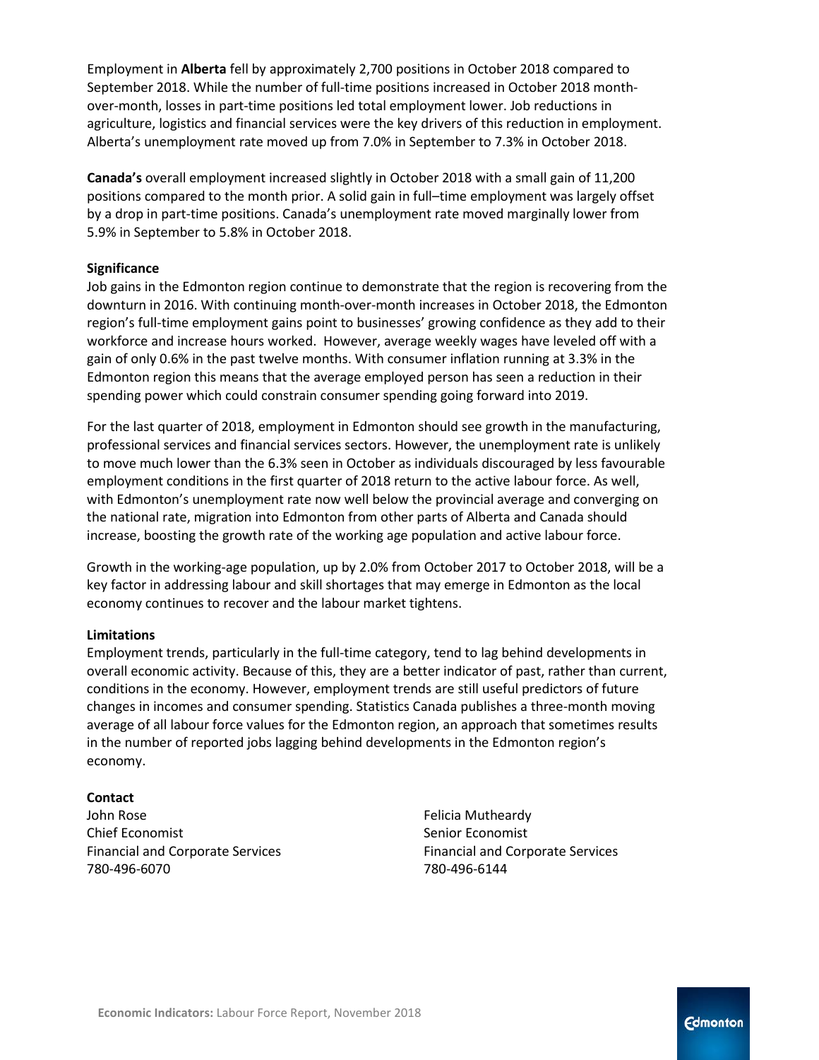Employment in **Alberta** fell by approximately 2,700 positions in October 2018 compared to September 2018. While the number of full-time positions increased in October 2018 month-over-month, losses in part-time positions led total employment lower. Job reductions in agriculture, logistics and financial services were the key drivers of this reduction in employment. Alberta's unemployment rate moved up from 7.0% in September to 7.3% in October 2018.

**Canada's** overall employment increased slightly in October 2018 with a small gain of 11,200 positions compared to the month prior. A solid gain in full–time employment was largely offset by a drop in part-time positions. Canada's unemployment rate moved marginally lower from 5.9% in September to 5.8% in October 2018.

**Significance**

Job gains in the Edmonton region continue to demonstrate that the region is recovering from the downturn in 2016. With continuing month-over-month increases in October 2018, the Edmonton region's full-time employment gains point to businesses' growing confidence as they add to their workforce and increase hours worked. However, average weekly wages have leveled off with a gain of only 0.6% in the past twelve months. With consumer inflation running at 3.3% in the Edmonton region this means that the average employed person has seen a reduction in their spending power which could constrain consumer spending going forward into 2019.

For the last quarter of 2018, employment in Edmonton should see growth in the manufacturing, professional services and financial services sectors. However, the unemployment rate is unlikely to move much lower than the 6.3% seen in October as individuals discouraged by less favourable employment conditions in the first quarter of 2018 return to the active labour force. As well, with Edmonton's unemployment rate now well below the provincial average and converging on the national rate, migration into Edmonton from other parts of Alberta and Canada should increase, boosting the growth rate of the working age population and active labour force.

Growth in the working-age population, up by 2.0% from October 2017 to October 2018, will be a key factor in addressing labour and skill shortages that may emerge in Edmonton as the local economy continues to recover and the labour market tightens.

**Limitations**

Employment trends, particularly in the full-time category, tend to lag behind developments in overall economic activity. Because of this, they are a better indicator of past, rather than current, conditions in the economy. However, employment trends are still useful predictors of future changes in incomes and consumer spending. Statistics Canada publishes a three-month moving average of all labour force values for the Edmonton region, an approach that sometimes results in the number of reported jobs lagging behind developments in the Edmonton region's economy.

**Contact**

John Rose
Chief Economist
Financial and Corporate Services
780-496-6070

Felicia Mutheardy
Senior Economist
Financial and Corporate Services
780-496-6144